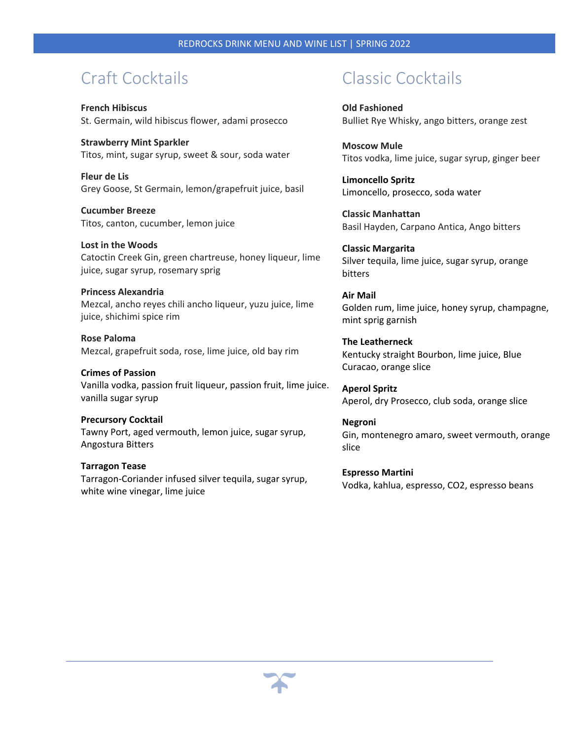## Craft Cocktails

**French Hibiscus**
St. Germain, wild hibiscus flower, adami prosecco

**Strawberry Mint Sparkler**
Titos, mint, sugar syrup, sweet & sour, soda water

**Fleur de Lis**
Grey Goose, St Germain, lemon/grapefruit juice, basil

**Cucumber Breeze**
Titos, canton, cucumber, lemon juice

**Lost in the Woods**
Catoctin Creek Gin, green chartreuse, honey liqueur, lime juice, sugar syrup, rosemary sprig

**Princess Alexandria**
Mezcal, ancho reyes chili ancho liqueur, yuzu juice, lime juice, shichimi spice rim

**Rose Paloma**
Mezcal, grapefruit soda, rose, lime juice, old bay rim

**Crimes of Passion**
Vanilla vodka, passion fruit liqueur, passion fruit, lime juice. vanilla sugar syrup

**Precursory Cocktail**
Tawny Port, aged vermouth, lemon juice, sugar syrup, Angostura Bitters

**Tarragon Tease**
Tarragon-Coriander infused silver tequila, sugar syrup, white wine vinegar, lime juice

## Classic Cocktails

**Old Fashioned**
Bulliet Rye Whisky, ango bitters, orange zest

**Moscow Mule**
Titos vodka, lime juice, sugar syrup, ginger beer

**Limoncello Spritz**
Limoncello, prosecco, soda water

**Classic Manhattan**
Basil Hayden, Carpano Antica, Ango bitters

**Classic Margarita**
Silver tequila, lime juice, sugar syrup, orange bitters

**Air Mail**
Golden rum, lime juice, honey syrup, champagne, mint sprig garnish

**The Leatherneck**
Kentucky straight Bourbon, lime juice, Blue Curacao, orange slice

**Aperol Spritz**
Aperol, dry Prosecco, club soda, orange slice

**Negroni**
Gin, montenegro amaro, sweet vermouth, orange slice

**Espresso Martini**
Vodka, kahlua, espresso, $CO_2$, espresso beans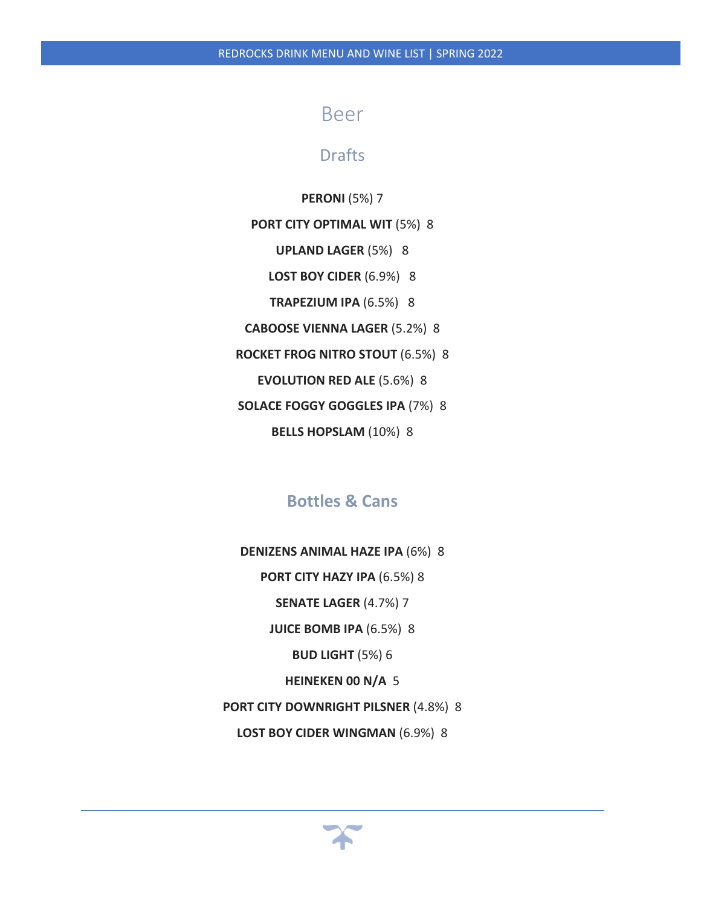# Beer

## Drafts

**PERONI** (5%) 7

**PORT CITY OPTIMAL WIT** (5%) 8

**UPLAND LAGER** (5%) 8

**LOST BOY CIDER** (6.9%) 8

**TRAPEZIUM IPA** (6.5%) 8

**CABOOSE VIENNA LAGER** (5.2%) 8

**ROCKET FROG NITRO STOUT** (6.5%) 8

**EVOLUTION RED ALE** (5.6%) 8

**SOLACE FOGGY GOGGLES IPA** (7%) 8

**BELLS HOPSLAM** (10%) 8

## Bottles & Cans

**DENIZENS ANIMAL HAZE IPA** (6%) 8

**PORT CITY HAZY IPA** (6.5%) 8

**SENATE LAGER** (4.7%) 7

**JUICE BOMB IPA** (6.5%) 8

**BUD LIGHT** (5%) 6

**HEINEKEN 00 N/A** 5

**PORT CITY DOWNRIGHT PILSNER** (4.8%) 8

**LOST BOY CIDER WINGMAN** (6.9%) 8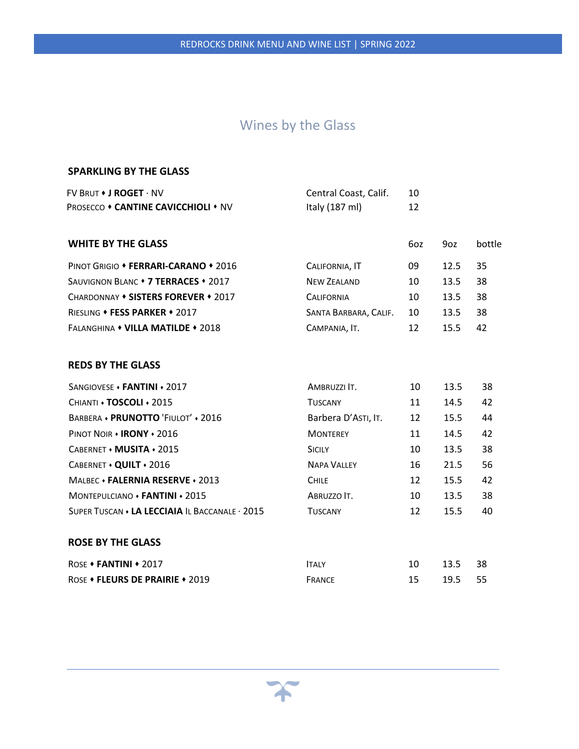# Wines by the Glass

## SPARKLING BY THE GLASS

| | | |
|---|---|---|
| FV Brut ♦ **J ROGET** · NV | Central Coast, Calif. | 10 |
| Prosecco ♦ **CANTINE CAVICCHIOLI** ♦ NV | Italy (187 ml) | 12 |

## WHITE BY THE GLASS

| | | 6oz | 9oz | bottle |
|---|---|---|---|---|
| Pinot Grigio ♦ **FERRARI-CARANO** ♦ 2016 | California, IT | 09 | 12.5 | 35 |
| Sauvignon Blanc ♦ **7 TERRACES** ♦ 2017 | New Zealand | 10 | 13.5 | 38 |
| Chardonnay ♦ **SISTERS FOREVER** ♦ 2017 | California | 10 | 13.5 | 38 |
| Riesling ♦ **FESS PARKER** ♦ 2017 | Santa Barbara, Calif. | 10 | 13.5 | 38 |
| Falanghina ♦ **VILLA MATILDE** ♦ 2018 | Campania, It. | 12 | 15.5 | 42 |

## REDS BY THE GLASS

| | | | | |
|---|---|---|---|---|
| Sangiovese ♦ **FANTINI** ♦ 2017 | Ambruzzi It. | 10 | 13.5 | 38 |
| Chianti ♦ **TOSCOLI** ♦ 2015 | Tuscany | 11 | 14.5 | 42 |
| Barbera ♦ **PRUNOTTO** 'Fiulot' ♦ 2016 | Barbera D'Asti, It. | 12 | 15.5 | 44 |
| Pinot Noir ♦ **IRONY** ♦ 2016 | Monterey | 11 | 14.5 | 42 |
| Cabernet ♦ **MUSITA** ♦ 2015 | Sicily | 10 | 13.5 | 38 |
| Cabernet ♦ **QUILT** ♦ 2016 | Napa Valley | 16 | 21.5 | 56 |
| Malbec ♦ **FALERNIA RESERVE** ♦ 2013 | Chile | 12 | 15.5 | 42 |
| Montepulciano ♦ **FANTINI** ♦ 2015 | Abruzzo It. | 10 | 13.5 | 38 |
| Super Tuscan ♦ **LA LECCIAIA** Il Baccanale · 2015 | Tuscany | 12 | 15.5 | 40 |

## ROSE BY THE GLASS

| | | | | |
|---|---|---|---|---|
| Rose ♦ **FANTINI** ♦ 2017 | Italy | 10 | 13.5 | 38 |
| Rose ♦ **FLEURS DE PRAIRIE** ♦ 2019 | France | 15 | 19.5 | 55 |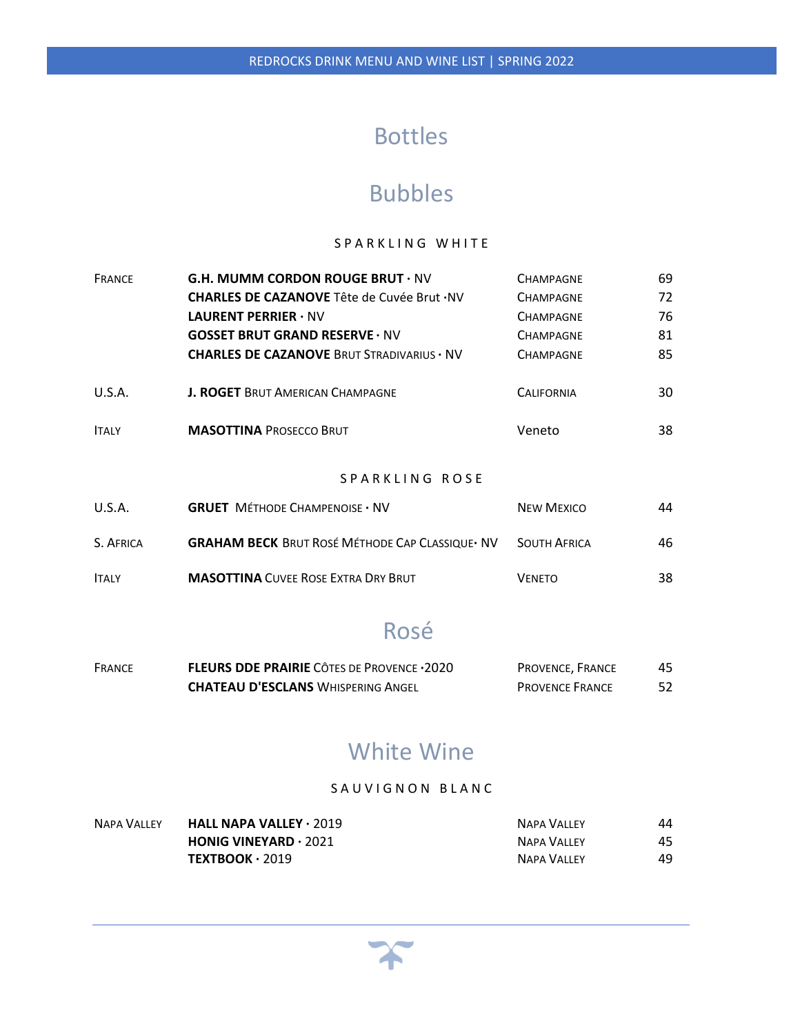# Bottles

## Bubbles

### SPARKLING WHITE

| | | | |
|---|---|---|---|
| FRANCE | **G.H. MUMM CORDON ROUGE BRUT** · NV | CHAMPAGNE | 69 |
| | **CHARLES DE CAZANOVE** Tête de Cuvée Brut ·NV | CHAMPAGNE | 72 |
| | **LAURENT PERRIER** · NV | CHAMPAGNE | 76 |
| | **GOSSET BRUT GRAND RESERVE** · NV | CHAMPAGNE | 81 |
| | **CHARLES DE CAZANOVE** BRUT STRADIVARIUS · NV | CHAMPAGNE | 85 |
| U.S.A. | **J. ROGET** BRUT AMERICAN CHAMPAGNE | CALIFORNIA | 30 |
| ITALY | **MASOTTINA** PROSECCO BRUT | Veneto | 38 |

### SPARKLING ROSE

| | | | |
|---|---|---|---|
| U.S.A. | **GRUET** MÉTHODE CHAMPENOISE · NV | NEW MEXICO | 44 |
| S. AFRICA | **GRAHAM BECK** BRUT ROSÉ MÉTHODE CAP CLASSIQUE· NV | SOUTH AFRICA | 46 |
| ITALY | **MASOTTINA** CUVEE ROSE EXTRA DRY BRUT | VENETO | 38 |

## Rosé

| | | | |
|---|---|---|---|
| FRANCE | **FLEURS DDE PRAIRIE** CÔTES DE PROVENCE ·2020 | PROVENCE, FRANCE | 45 |
| | **CHATEAU D'ESCLANS** WHISPERING ANGEL | PROVENCE FRANCE | 52 |

## White Wine

### SAUVIGNON BLANC

| | | | |
|---|---|---|---|
| NAPA VALLEY | **HALL NAPA VALLEY** · 2019 | NAPA VALLEY | 44 |
| | **HONIG VINEYARD** · 2021 | NAPA VALLEY | 45 |
| | **TEXTBOOK** · 2019 | NAPA VALLEY | 49 |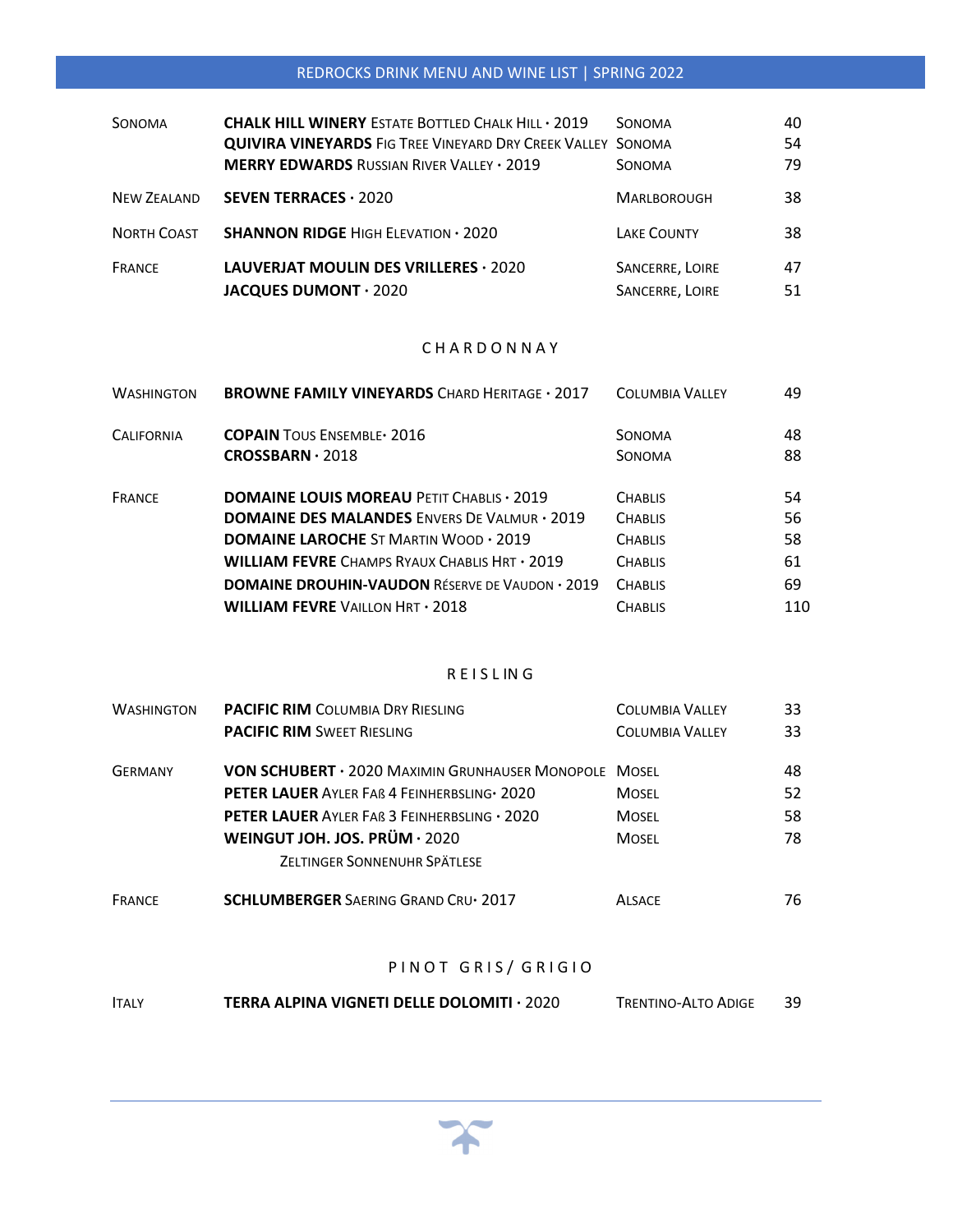| | | | |
|---|---|---|---|
| Sonoma | **CHALK HILL WINERY** Estate Bottled Chalk Hill · 2019 | Sonoma | 40 |
| | **QUIVIRA VINEYARDS** Fig Tree Vineyard Dry Creek Valley | Sonoma | 54 |
| | **MERRY EDWARDS** Russian River Valley · 2019 | Sonoma | 79 |
| New Zealand | **SEVEN TERRACES** · 2020 | Marlborough | 38 |
| North Coast | **SHANNON RIDGE** High Elevation · 2020 | Lake County | 38 |
| France | **LAUVERJAT MOULIN DES VRILLERES** · 2020 | Sancerre, Loire | 47 |
| | **JACQUES DUMONT** · 2020 | Sancerre, Loire | 51 |

## CHARDONNAY

| | | | |
|---|---|---|---|
| Washington | **BROWNE FAMILY VINEYARDS** Chard Heritage · 2017 | Columbia Valley | 49 |
| California | **COPAIN** Tous Ensemble· 2016 | Sonoma | 48 |
| | **CROSSBARN** · 2018 | Sonoma | 88 |
| France | **DOMAINE LOUIS MOREAU** Petit Chablis · 2019 | Chablis | 54 |
| | **DOMAINE DES MALANDES** Envers De Valmur · 2019 | Chablis | 56 |
| | **DOMAINE LAROCHE** St Martin Wood · 2019 | Chablis | 58 |
| | **WILLIAM FEVRE** Champs Ryaux Chablis Hrt · 2019 | Chablis | 61 |
| | **DOMAINE DROUHIN-VAUDON** Réserve de Vaudon · 2019 | Chablis | 69 |
| | **WILLIAM FEVRE** Vaillon Hrt · 2018 | Chablis | 110 |

## RIESLING

| | | | |
|---|---|---|---|
| Washington | **PACIFIC RIM** Columbia Dry Riesling | Columbia Valley | 33 |
| | **PACIFIC RIM** Sweet Riesling | Columbia Valley | 33 |
| Germany | **VON SCHUBERT** · 2020 Maximin Grunhauser Monopole | Mosel | 48 |
| | **PETER LAUER** Ayler Faß 4 Feinherbsling· 2020 | Mosel | 52 |
| | **PETER LAUER** Ayler Faß 3 Feinherbsling · 2020 | Mosel | 58 |
| | **WEINGUT JOH. JOS. PRÜM** · 2020 Zeltinger Sonnenuhr Spätlese | Mosel | 78 |
| France | **SCHLUMBERGER** Saering Grand Cru· 2017 | Alsace | 76 |

## PINOT GRIS/ GRIGIO

| | | | |
|---|---|---|---|
| Italy | **TERRA ALPINA VIGNETI DELLE DOLOMITI** · 2020 | Trentino-Alto Adige | 39 |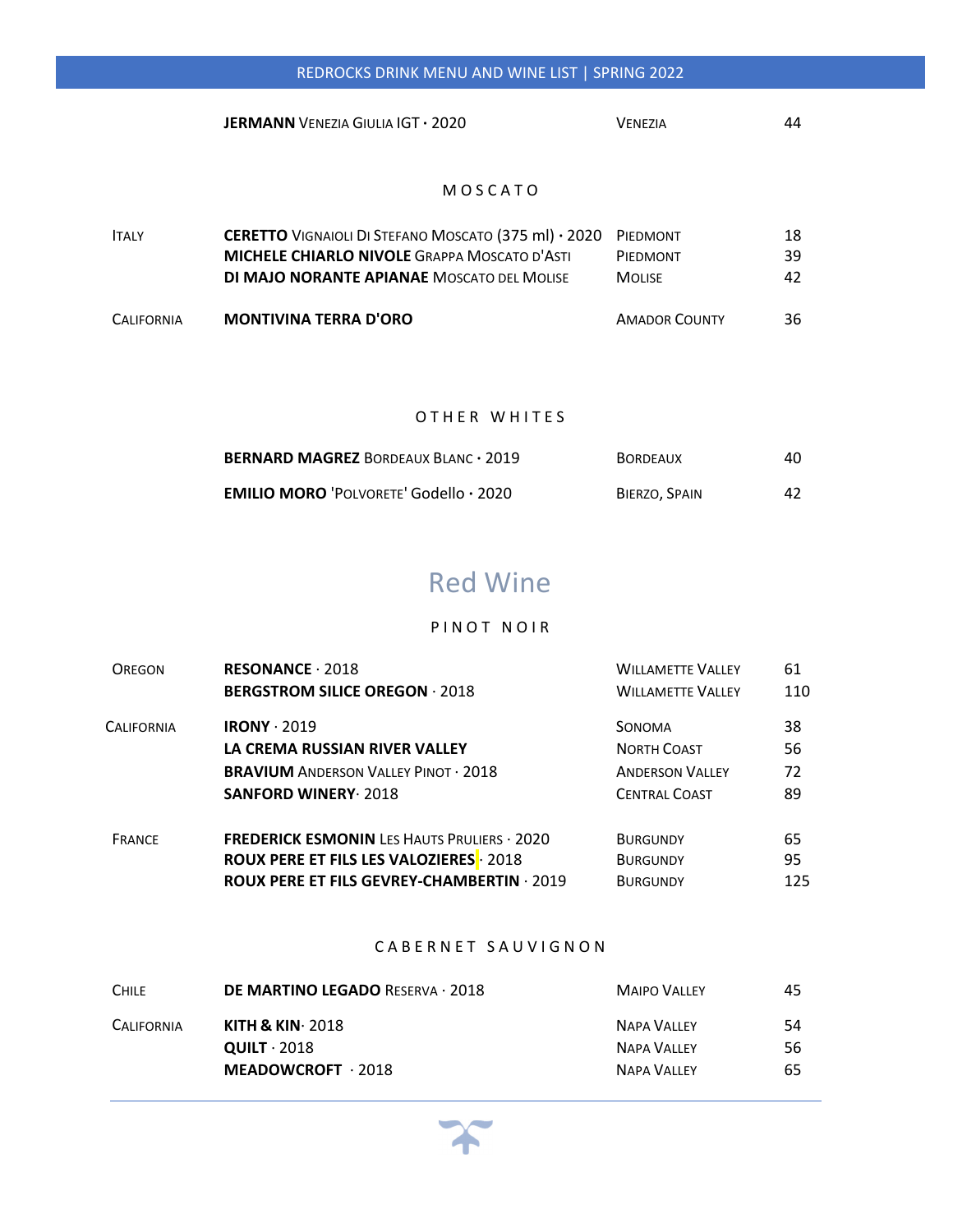| | | | |
|---|---|---|---|
| | **JERMANN** Venezia Giulia IGT · 2020 | Venezia | 44 |

### MOSCATO

| | | | |
|---|---|---|---|
| Italy | **CERETTO** Vignaioli Di Stefano Moscato (375 ml) · 2020 | Piedmont | 18 |
| | **MICHELE CHIARLO NIVOLE** Grappa Moscato d'Asti | Piedmont | 39 |
| | **DI MAJO NORANTE APIANAE** Moscato del Molise | Molise | 42 |
| California | **MONTIVINA TERRA D'ORO** | Amador County | 36 |

### OTHER WHITES

| | | |
|---|---|---|
| **BERNARD MAGREZ** Bordeaux Blanc · 2019 | Bordeaux | 40 |
| **EMILIO MORO** 'Polvorete' Godello · 2020 | Bierzo, Spain | 42 |

## Red Wine

### PINOT NOIR

| | | | |
|---|---|---|---|
| Oregon | **RESONANCE** · 2018 | Willamette Valley | 61 |
| | **BERGSTROM SILICE OREGON** · 2018 | Willamette Valley | 110 |
| California | **IRONY** · 2019 | Sonoma | 38 |
| | **LA CREMA RUSSIAN RIVER VALLEY** | North Coast | 56 |
| | **BRAVIUM** Anderson Valley Pinot · 2018 | Anderson Valley | 72 |
| | **SANFORD WINERY** · 2018 | Central Coast | 89 |
| France | **FREDERICK ESMONIN** Les Hauts Pruliers · 2020 | Burgundy | 65 |
| | **ROUX PERE ET FILS LES VALOZIERES** · 2018 | Burgundy | 95 |
| | **ROUX PERE ET FILS GEVREY-CHAMBERTIN** · 2019 | Burgundy | 125 |

### CABERNET SAUVIGNON

| | | | |
|---|---|---|---|
| Chile | **DE MARTINO LEGADO** Reserva · 2018 | Maipo Valley | 45 |
| California | **KITH & KIN** · 2018 | Napa Valley | 54 |
| | **QUILT** · 2018 | Napa Valley | 56 |
| | **MEADOWCROFT** · 2018 | Napa Valley | 65 |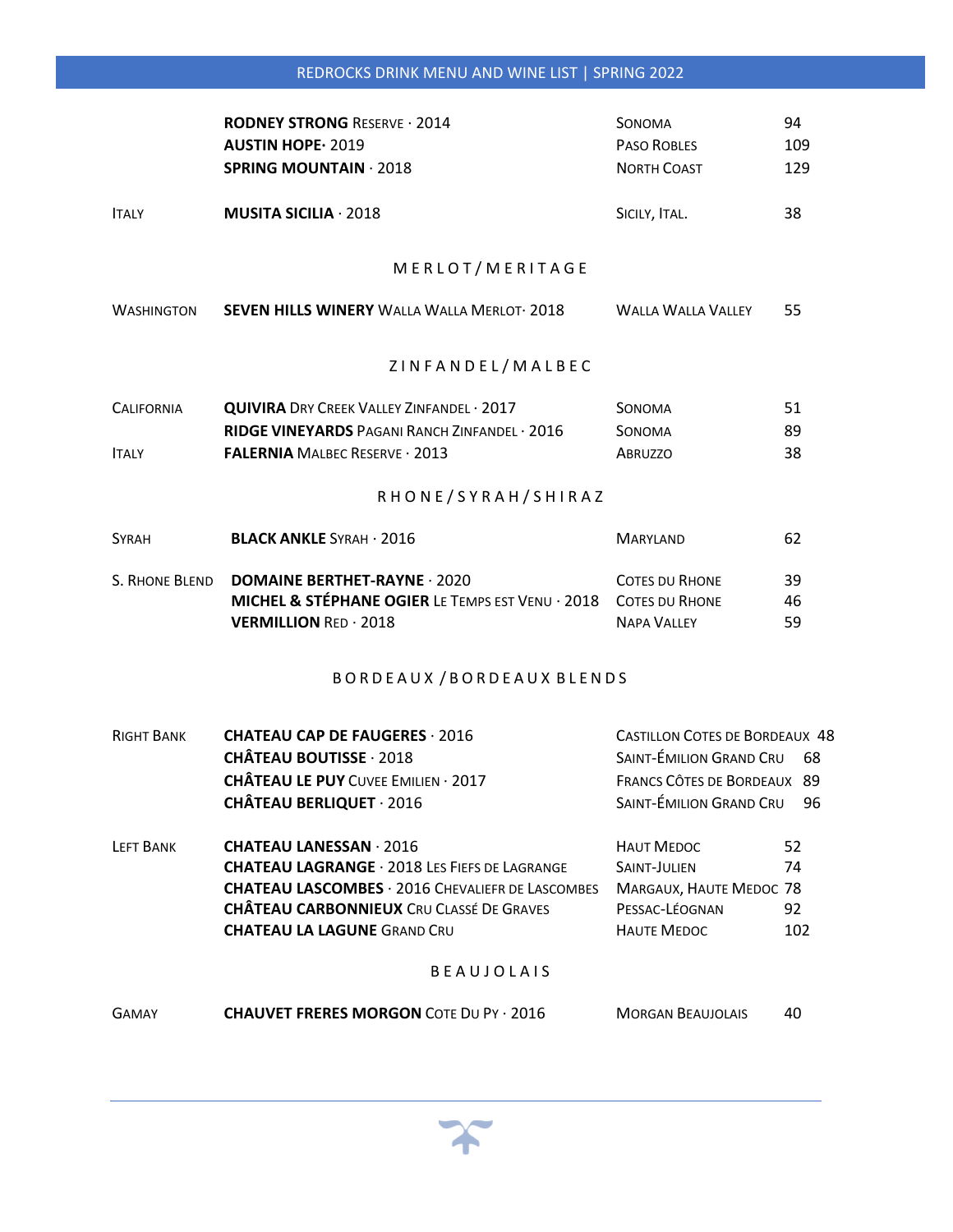| | | | |
|---|---|---|---|
| | **RODNEY STRONG** Reserve · 2014 | Sonoma | 94 |
| | **AUSTIN HOPE**· 2019 | Paso Robles | 109 |
| | **SPRING MOUNTAIN** · 2018 | North Coast | 129 |
| Italy | **MUSITA SICILIA** · 2018 | Sicily, Ital. | 38 |

## MERLOT/MERITAGE

| | | | |
|---|---|---|---|
| Washington | **SEVEN HILLS WINERY** Walla Walla Merlot· 2018 | Walla Walla Valley | 55 |

## ZINFANDEL/MALBEC

| | | | |
|---|---|---|---|
| California | **QUIVIRA** Dry Creek Valley Zinfandel · 2017 | Sonoma | 51 |
| | **RIDGE VINEYARDS** Pagani Ranch Zinfandel · 2016 | Sonoma | 89 |
| Italy | **FALERNIA** Malbec Reserve · 2013 | Abruzzo | 38 |

## RHONE/SYRAH/SHIRAZ

| | | | |
|---|---|---|---|
| Syrah | **BLACK ANKLE** Syrah · 2016 | Maryland | 62 |
| S. Rhone Blend | **DOMAINE BERTHET-RAYNE** · 2020 | Cotes du Rhone | 39 |
| | **MICHEL & STÉPHANE OGIER** Le Temps est Venu · 2018 | Cotes du Rhone | 46 |
| | **VERMILLION** Red · 2018 | Napa Valley | 59 |

## BORDEAUX /BORDEAUX BLENDS

| | | | |
|---|---|---|---|
| Right Bank | **CHATEAU CAP DE FAUGERES** · 2016 | Castillon Cotes de Bordeaux | 48 |
| | **CHÂTEAU BOUTISSE** · 2018 | Saint-Émilion Grand Cru | 68 |
| | **CHÂTEAU LE PUY** Cuvee Emilien · 2017 | Francs Côtes de Bordeaux | 89 |
| | **CHÂTEAU BERLIQUET** · 2016 | Saint-Émilion Grand Cru | 96 |
| Left Bank | **CHATEAU LANESSAN** · 2016 | Haut Medoc | 52 |
| | **CHATEAU LAGRANGE** · 2018 Les Fiefs de Lagrange | Saint-Julien | 74 |
| | **CHATEAU LASCOMBES** · 2016 Chevaliefr de Lascombes | Margaux, Haute Medoc | 78 |
| | **CHÂTEAU CARBONNIEUX** Cru Classé De Graves | Pessac-Léognan | 92 |
| | **CHATEAU LA LAGUNE** Grand Cru | Haute Medoc | 102 |

## BEAUJOLAIS

| | | | |
|---|---|---|---|
| Gamay | **CHAUVET FRERES MORGON** Cote Du Py · 2016 | Morgan Beaujolais | 40 |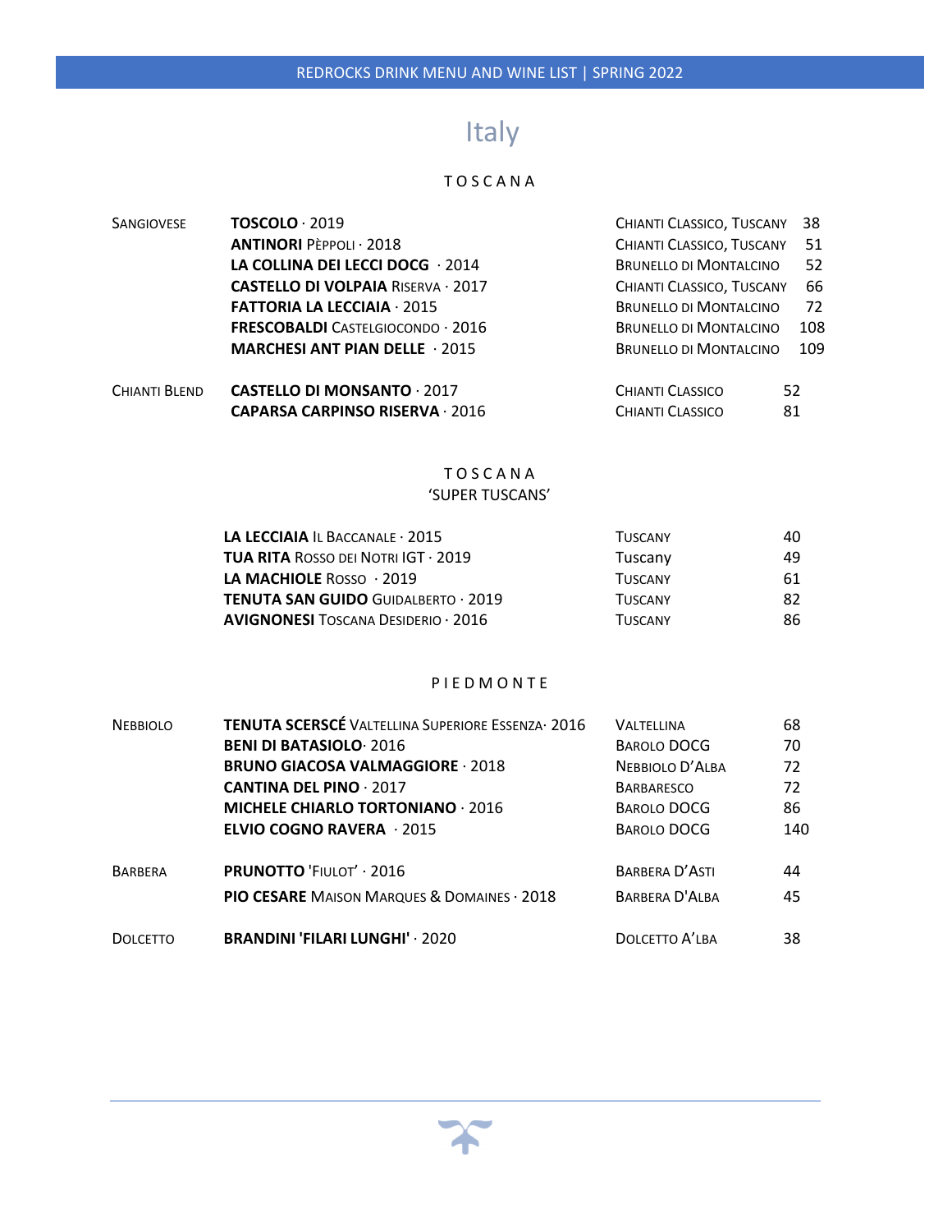# Italy

## TOSCANA

| | Wine | Region | Price |
|---|---|---|---|
| Sangiovese | **TOSCOLO** · 2019 | Chianti Classico, Tuscany | 38 |
| | **ANTINORI** Pèppoli · 2018 | Chianti Classico, Tuscany | 51 |
| | **LA COLLINA DEI LECCI DOCG** · 2014 | Brunello di Montalcino | 52 |
| | **CASTELLO DI VOLPAIA** Riserva · 2017 | Chianti Classico, Tuscany | 66 |
| | **FATTORIA LA LECCIAIA** · 2015 | Brunello di Montalcino | 72 |
| | **FRESCOBALDI** Castelgiocondo · 2016 | Brunello di Montalcino | 108 |
| | **MARCHESI ANT PIAN DELLE** · 2015 | Brunello di Montalcino | 109 |
| Chianti Blend | **CASTELLO DI MONSANTO** · 2017 | Chianti Classico | 52 |
| | **CAPARSA CARPINSO RISERVA** · 2016 | Chianti Classico | 81 |

## TOSCANA
### 'SUPER TUSCANS'

| Wine | Region | Price |
|---|---|---|
| **LA LECCIAIA** Il Baccanale · 2015 | Tuscany | 40 |
| **TUA RITA** Rosso dei Notri IGT · 2019 | Tuscany | 49 |
| **LA MACHIOLE** Rosso · 2019 | Tuscany | 61 |
| **TENUTA SAN GUIDO** Guidalberto · 2019 | Tuscany | 82 |
| **AVIGNONESI** Toscana Desiderio · 2016 | Tuscany | 86 |

## PIEDMONTE

| | Wine | Region | Price |
|---|---|---|---|
| Nebbiolo | **TENUTA SCERSCÉ** Valtellina Superiore Essenza· 2016 | Valtellina | 68 |
| | **BENI DI BATASIOLO**· 2016 | Barolo DOCG | 70 |
| | **BRUNO GIACOSA VALMAGGIORE** · 2018 | Nebbiolo D'Alba | 72 |
| | **CANTINA DEL PINO** · 2017 | Barbaresco | 72 |
| | **MICHELE CHIARLO TORTONIANO** · 2016 | Barolo DOCG | 86 |
| | **ELVIO COGNO RAVERA** · 2015 | Barolo DOCG | 140 |
| Barbera | **PRUNOTTO** 'Fiulot' · 2016 | Barbera D'Asti | 44 |
| | **PIO CESARE** Maison Marques & Domaines · 2018 | Barbera D'Alba | 45 |
| Dolcetto | **BRANDINI 'FILARI LUNGHI'** · 2020 | Dolcetto A'lba | 38 |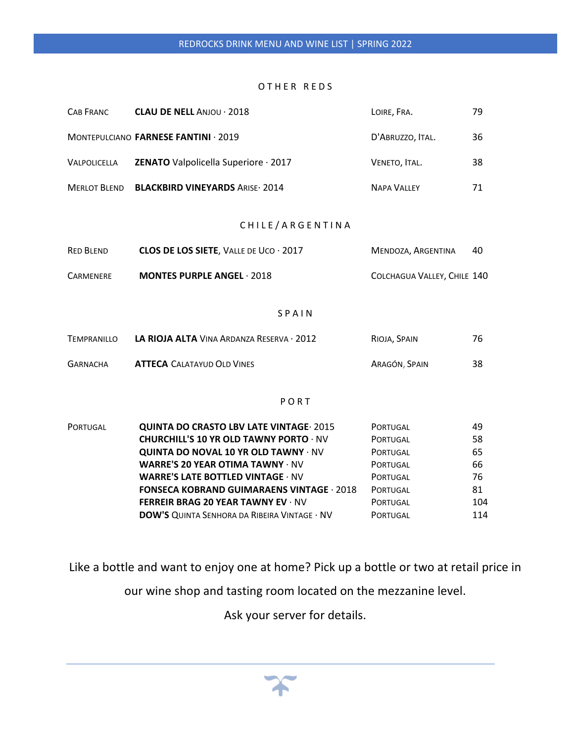## OTHER REDS

| | | | |
|---|---|---|---|
| Cab Franc | **CLAU DE NELL** Anjou · 2018 | Loire, Fra. | 79 |
| Montepulciano | **FARNESE FANTINI** · 2019 | D'Abruzzo, Ital. | 36 |
| Valpolicella | **ZENATO** Valpolicella Superiore · 2017 | Veneto, Ital. | 38 |
| Merlot Blend | **BLACKBIRD VINEYARDS** Arise· 2014 | Napa Valley | 71 |

## CHILE/ARGENTINA

| | | | |
|---|---|---|---|
| Red Blend | **CLOS DE LOS SIETE**, Valle de Uco · 2017 | Mendoza, Argentina | 40 |
| Carmenere | **MONTES PURPLE ANGEL** · 2018 | Colchagua Valley, Chile | 140 |

## SPAIN

| | | | |
|---|---|---|---|
| Tempranillo | **LA RIOJA ALTA** Vina Ardanza Reserva · 2012 | Rioja, Spain | 76 |
| Garnacha | **ATTECA** Calatayud Old Vines | Aragón, Spain | 38 |

## PORT

| | | | |
|---|---|---|---|
| Portugal | **QUINTA DO CRASTO LBV LATE VINTAGE**· 2015 | Portugal | 49 |
| | **CHURCHILL'S 10 YR OLD TAWNY PORTO** · NV | Portugal | 58 |
| | **QUINTA DO NOVAL 10 YR OLD TAWNY** · NV | Portugal | 65 |
| | **WARRE'S 20 YEAR OTIMA TAWNY** · NV | Portugal | 66 |
| | **WARRE'S LATE BOTTLED VINTAGE** · NV | Portugal | 76 |
| | **FONSECA KOBRAND GUIMARAENS VINTAGE** · 2018 | Portugal | 81 |
| | **FERREIR BRAG 20 YEAR TAWNY EV** · NV | Portugal | 104 |
| | **DOW'S** Quinta Senhora da Ribeira Vintage · NV | Portugal | 114 |

Like a bottle and want to enjoy one at home? Pick up a bottle or two at retail price in our wine shop and tasting room located on the mezzanine level.

Ask your server for details.